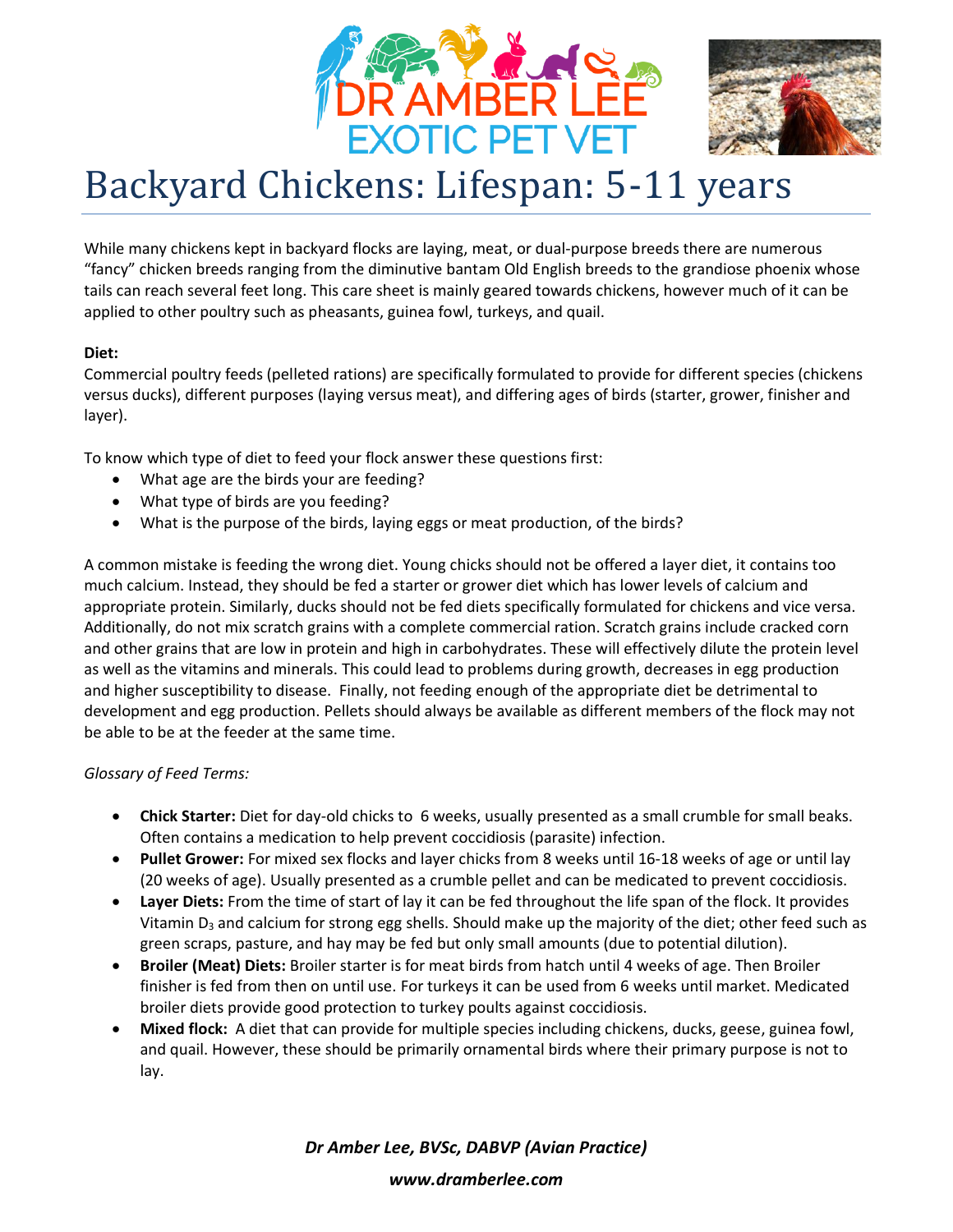# Backyard Chickens: Lifespan: 5-11 years

While many chickens kept in backyard flocks are laying, meat, or dual-purpose breeds there are numerous "fancy" chicken breeds ranging from the diminutive bantam Old English breeds to the grandiose phoenix whose tails can reach several feet long. This care sheet is mainly geared towards chickens, however much of it can be applied to other poultry such as pheasants, guinea fowl, turkeys, and quail.

**Diet:**

Commercial poultry feeds (pelleted rations) are specifically formulated to provide for different species (chickens versus ducks), different purposes (laying versus meat), and differing ages of birds (starter, grower, finisher and layer).

To know which type of diet to feed your flock answer these questions first:

- What age are the birds your are feeding?
- What type of birds are you feeding?
- What is the purpose of the birds, laying eggs or meat production, of the birds?

A common mistake is feeding the wrong diet. Young chicks should not be offered a layer diet, it contains too much calcium. Instead, they should be fed a starter or grower diet which has lower levels of calcium and appropriate protein. Similarly, ducks should not be fed diets specifically formulated for chickens and vice versa. Additionally, do not mix scratch grains with a complete commercial ration. Scratch grains include cracked corn and other grains that are low in protein and high in carbohydrates. These will effectively dilute the protein level as well as the vitamins and minerals. This could lead to problems during growth, decreases in egg production and higher susceptibility to disease. Finally, not feeding enough of the appropriate diet be detrimental to development and egg production. Pellets should always be available as different members of the flock may not be able to be at the feeder at the same time.

*Glossary of Feed Terms:*

- **Chick Starter:** Diet for day-old chicks to 6 weeks, usually presented as a small crumble for small beaks. Often contains a medication to help prevent coccidiosis (parasite) infection.
- **Pullet Grower:** For mixed sex flocks and layer chicks from 8 weeks until 16-18 weeks of age or until lay (20 weeks of age). Usually presented as a crumble pellet and can be medicated to prevent coccidiosis.
- **Layer Diets:** From the time of start of lay it can be fed throughout the life span of the flock. It provides Vitamin $D_3$ and calcium for strong egg shells. Should make up the majority of the diet; other feed such as green scraps, pasture, and hay may be fed but only small amounts (due to potential dilution).
- **Broiler (Meat) Diets:** Broiler starter is for meat birds from hatch until 4 weeks of age. Then Broiler finisher is fed from then on until use. For turkeys it can be used from 6 weeks until market. Medicated broiler diets provide good protection to turkey poults against coccidiosis.
- **Mixed flock:** A diet that can provide for multiple species including chickens, ducks, geese, guinea fowl, and quail. However, these should be primarily ornamental birds where their primary purpose is not to lay.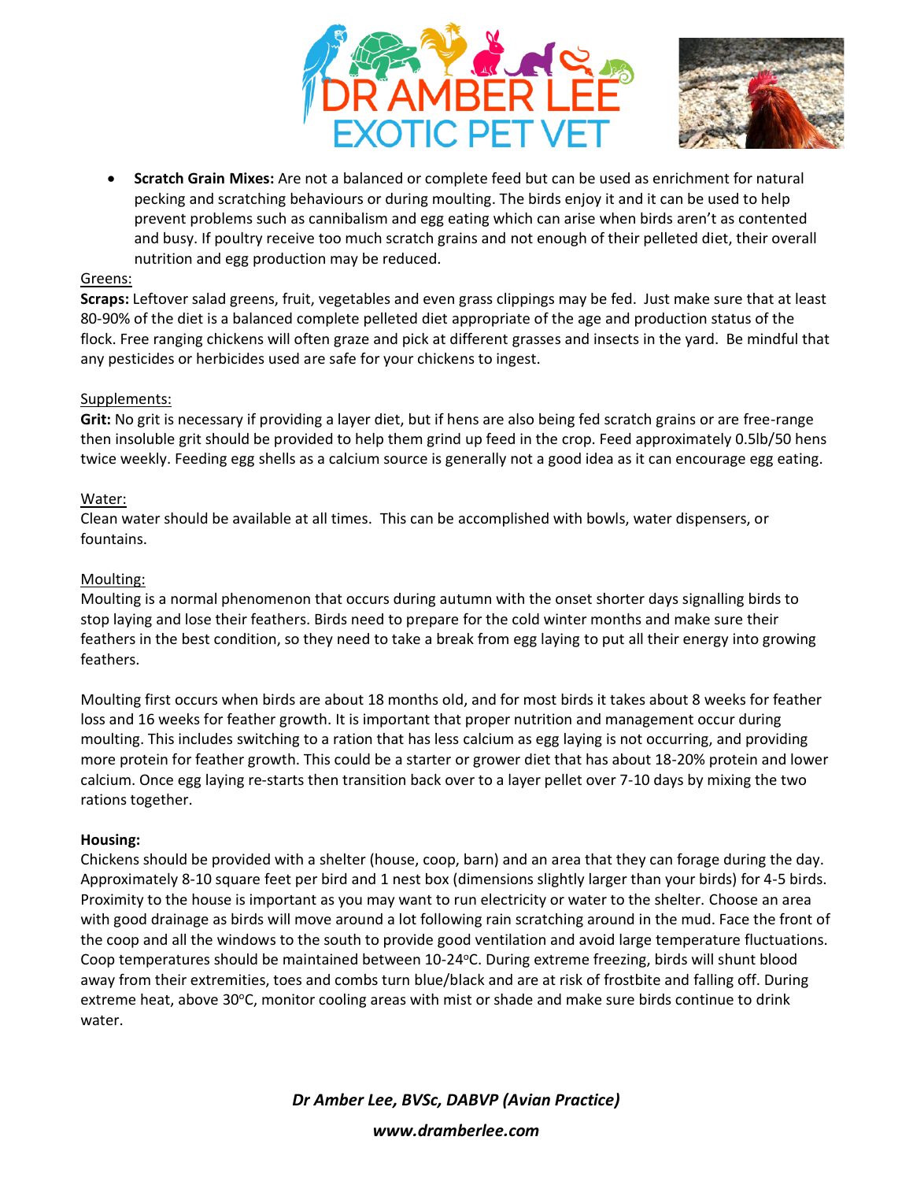- **Scratch Grain Mixes:** Are not a balanced or complete feed but can be used as enrichment for natural pecking and scratching behaviours or during moulting. The birds enjoy it and it can be used to help prevent problems such as cannibalism and egg eating which can arise when birds aren't as contented and busy. If poultry receive too much scratch grains and not enough of their pelleted diet, their overall nutrition and egg production may be reduced.

<u>Greens:</u>

**Scraps:** Leftover salad greens, fruit, vegetables and even grass clippings may be fed. Just make sure that at least 80-90% of the diet is a balanced complete pelleted diet appropriate of the age and production status of the flock. Free ranging chickens will often graze and pick at different grasses and insects in the yard. Be mindful that any pesticides or herbicides used are safe for your chickens to ingest.

<u>Supplements:</u>

**Grit:** No grit is necessary if providing a layer diet, but if hens are also being fed scratch grains or are free-range then insoluble grit should be provided to help them grind up feed in the crop. Feed approximately 0.5lb/50 hens twice weekly. Feeding egg shells as a calcium source is generally not a good idea as it can encourage egg eating.

<u>Water:</u>

Clean water should be available at all times. This can be accomplished with bowls, water dispensers, or fountains.

<u>Moulting:</u>

Moulting is a normal phenomenon that occurs during autumn with the onset shorter days signalling birds to stop laying and lose their feathers. Birds need to prepare for the cold winter months and make sure their feathers in the best condition, so they need to take a break from egg laying to put all their energy into growing feathers.

Moulting first occurs when birds are about 18 months old, and for most birds it takes about 8 weeks for feather loss and 16 weeks for feather growth. It is important that proper nutrition and management occur during moulting. This includes switching to a ration that has less calcium as egg laying is not occurring, and providing more protein for feather growth. This could be a starter or grower diet that has about 18-20% protein and lower calcium. Once egg laying re-starts then transition back over to a layer pellet over 7-10 days by mixing the two rations together.

**Housing:**

Chickens should be provided with a shelter (house, coop, barn) and an area that they can forage during the day. Approximately 8-10 square feet per bird and 1 nest box (dimensions slightly larger than your birds) for 4-5 birds. Proximity to the house is important as you may want to run electricity or water to the shelter. Choose an area with good drainage as birds will move around a lot following rain scratching around in the mud. Face the front of the coop and all the windows to the south to provide good ventilation and avoid large temperature fluctuations. Coop temperatures should be maintained between 10-24°C. During extreme freezing, birds will shunt blood away from their extremities, toes and combs turn blue/black and are at risk of frostbite and falling off. During extreme heat, above 30°C, monitor cooling areas with mist or shade and make sure birds continue to drink water.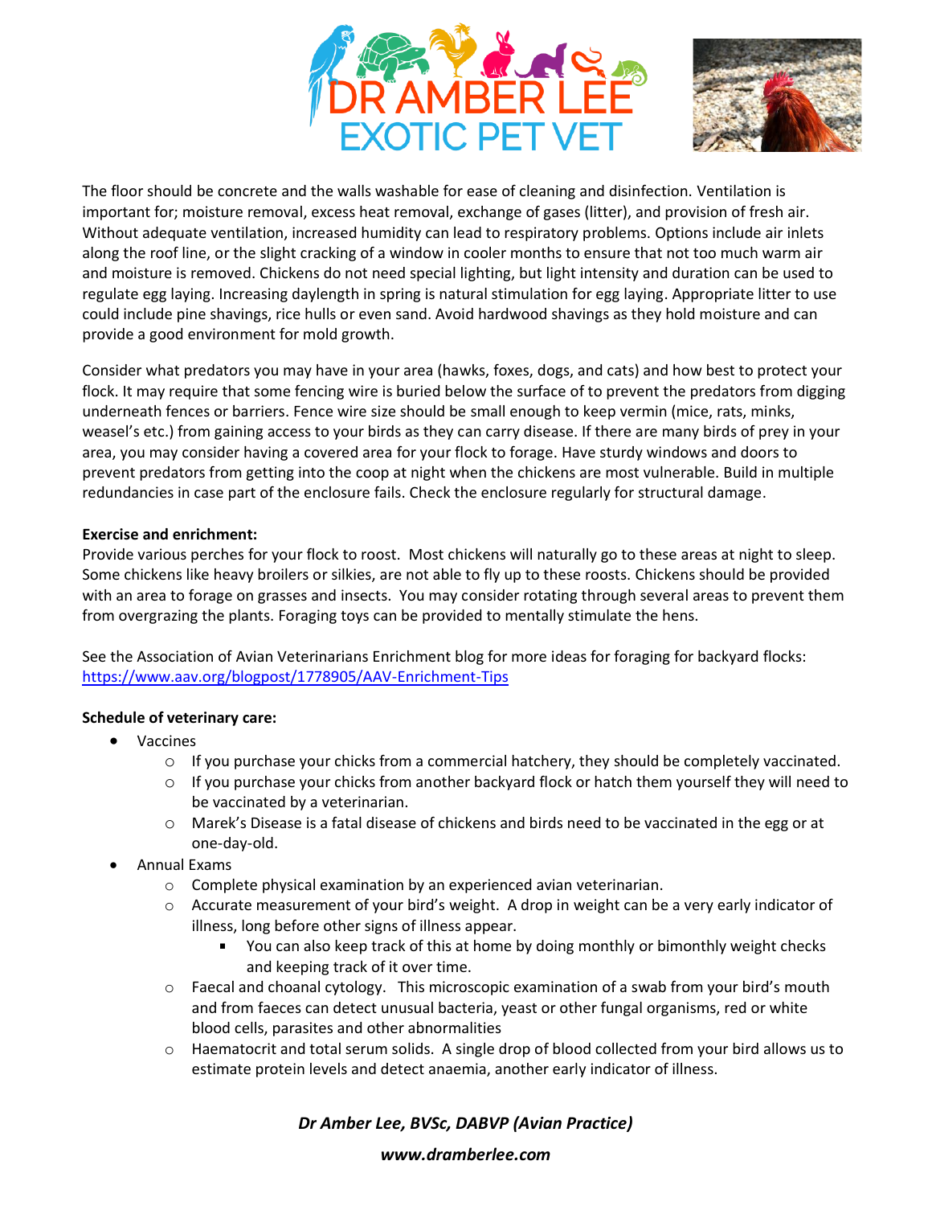The floor should be concrete and the walls washable for ease of cleaning and disinfection. Ventilation is important for; moisture removal, excess heat removal, exchange of gases (litter), and provision of fresh air. Without adequate ventilation, increased humidity can lead to respiratory problems. Options include air inlets along the roof line, or the slight cracking of a window in cooler months to ensure that not too much warm air and moisture is removed. Chickens do not need special lighting, but light intensity and duration can be used to regulate egg laying. Increasing daylength in spring is natural stimulation for egg laying. Appropriate litter to use could include pine shavings, rice hulls or even sand. Avoid hardwood shavings as they hold moisture and can provide a good environment for mold growth.

Consider what predators you may have in your area (hawks, foxes, dogs, and cats) and how best to protect your flock. It may require that some fencing wire is buried below the surface of to prevent the predators from digging underneath fences or barriers. Fence wire size should be small enough to keep vermin (mice, rats, minks, weasel's etc.) from gaining access to your birds as they can carry disease. If there are many birds of prey in your area, you may consider having a covered area for your flock to forage. Have sturdy windows and doors to prevent predators from getting into the coop at night when the chickens are most vulnerable. Build in multiple redundancies in case part of the enclosure fails. Check the enclosure regularly for structural damage.

**Exercise and enrichment:**
Provide various perches for your flock to roost. Most chickens will naturally go to these areas at night to sleep. Some chickens like heavy broilers or silkies, are not able to fly up to these roosts. Chickens should be provided with an area to forage on grasses and insects. You may consider rotating through several areas to prevent them from overgrazing the plants. Foraging toys can be provided to mentally stimulate the hens.

See the Association of Avian Veterinarians Enrichment blog for more ideas for foraging for backyard flocks: [https://www.aav.org/blogpost/1778905/AAV-Enrichment-Tips](https://www.aav.org/blogpost/1778905/AAV-Enrichment-Tips)

**Schedule of veterinary care:**

- Vaccines
  - If you purchase your chicks from a commercial hatchery, they should be completely vaccinated.
  - If you purchase your chicks from another backyard flock or hatch them yourself they will need to be vaccinated by a veterinarian.
  - Marek's Disease is a fatal disease of chickens and birds need to be vaccinated in the egg or at one-day-old.
- Annual Exams
  - Complete physical examination by an experienced avian veterinarian.
  - Accurate measurement of your bird's weight. A drop in weight can be a very early indicator of illness, long before other signs of illness appear.
    - You can also keep track of this at home by doing monthly or bimonthly weight checks and keeping track of it over time.
  - Faecal and choanal cytology. This microscopic examination of a swab from your bird's mouth and from faeces can detect unusual bacteria, yeast or other fungal organisms, red or white blood cells, parasites and other abnormalities
  - Haematocrit and total serum solids. A single drop of blood collected from your bird allows us to estimate protein levels and detect anaemia, another early indicator of illness.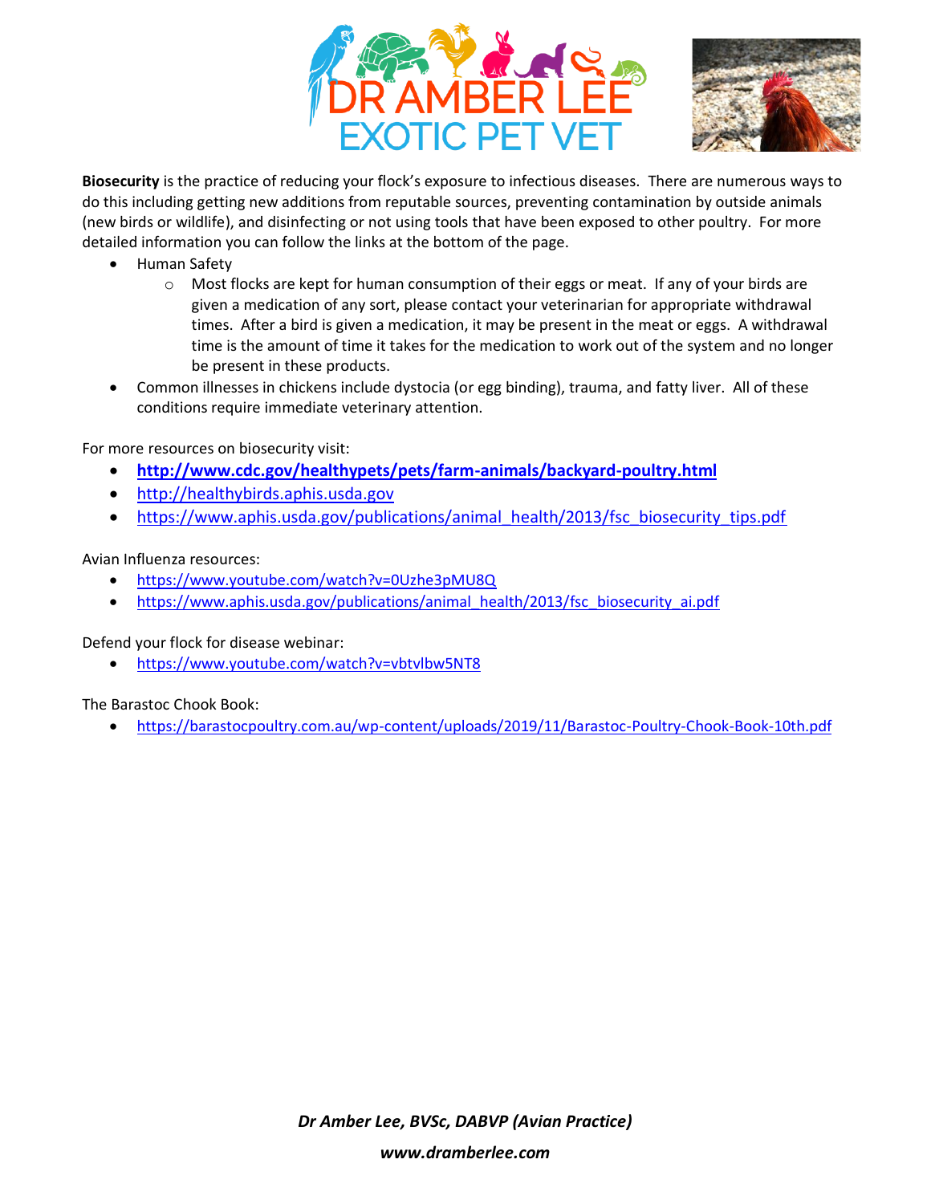**Biosecurity** is the practice of reducing your flock's exposure to infectious diseases. There are numerous ways to do this including getting new additions from reputable sources, preventing contamination by outside animals (new birds or wildlife), and disinfecting or not using tools that have been exposed to other poultry. For more detailed information you can follow the links at the bottom of the page.

- Human Safety
  - Most flocks are kept for human consumption of their eggs or meat. If any of your birds are given a medication of any sort, please contact your veterinarian for appropriate withdrawal times. After a bird is given a medication, it may be present in the meat or eggs. A withdrawal time is the amount of time it takes for the medication to work out of the system and no longer be present in these products.
- Common illnesses in chickens include dystocia (or egg binding), trauma, and fatty liver. All of these conditions require immediate veterinary attention.

For more resources on biosecurity visit:

- **http://www.cdc.gov/healthypets/pets/farm-animals/backyard-poultry.html**
- http://healthybirds.aphis.usda.gov
- https://www.aphis.usda.gov/publications/animal_health/2013/fsc_biosecurity_tips.pdf

Avian Influenza resources:

- https://www.youtube.com/watch?v=0Uzhe3pMU8Q
- https://www.aphis.usda.gov/publications/animal_health/2013/fsc_biosecurity_ai.pdf

Defend your flock for disease webinar:

- https://www.youtube.com/watch?v=vbtvlbw5NT8

The Barastoc Chook Book:

- https://barastocpoultry.com.au/wp-content/uploads/2019/11/Barastoc-Poultry-Chook-Book-10th.pdf